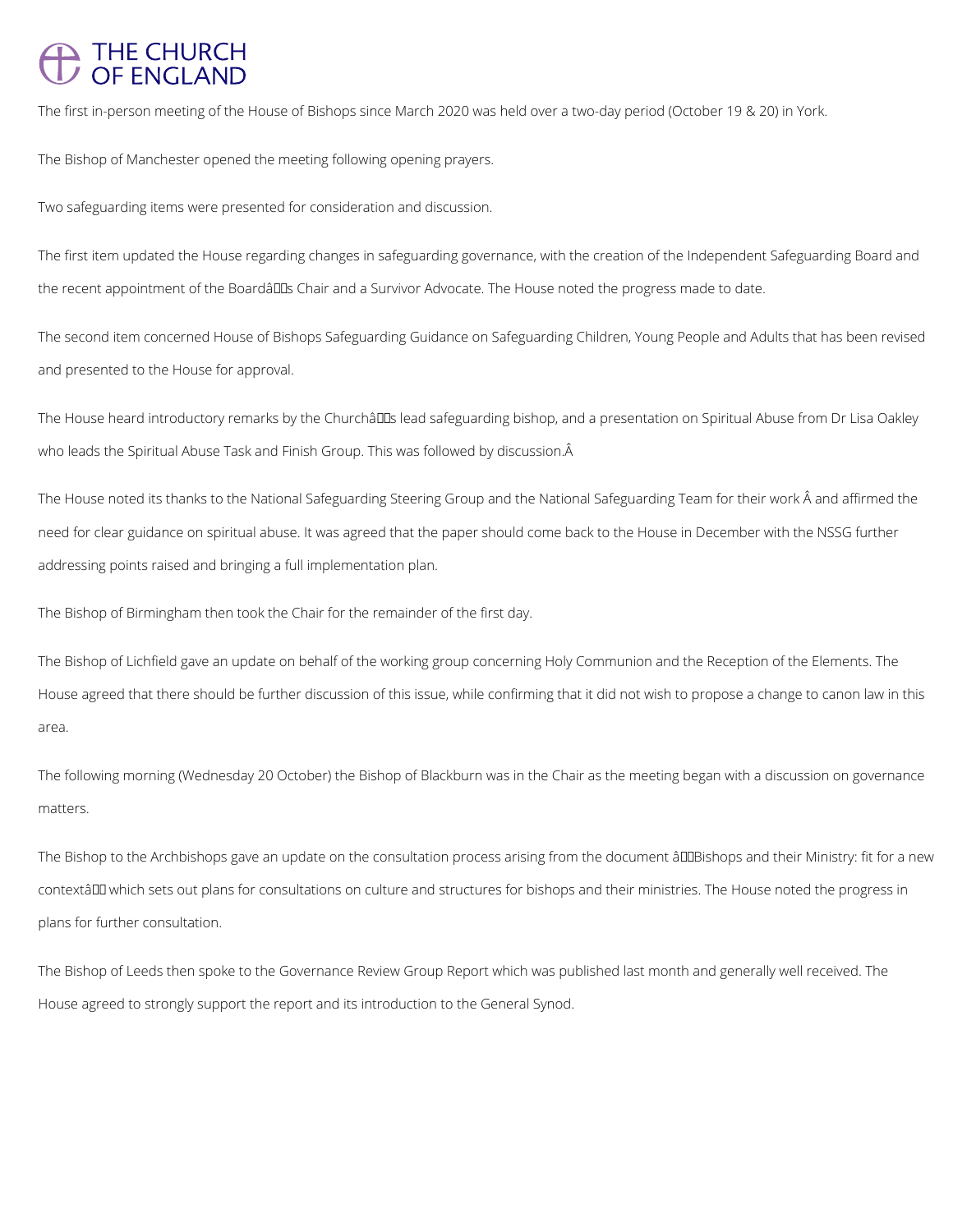The first in-person meeting of the House of Bishops since March 2020 was held over a two-day period (October 19 & 20) in York.

The Bishop of Manchester opened the meeting following opening prayers.

Two safeguarding items were presented for consideration and discussion.

The first item updated the House regarding changes in safeguarding governance, with the creation of the Independent Safeguarding Board and the recent appointment of the Board's Chair and a Survivor Advocate. The House noted the progress made to date.

The second item concerned House of Bishops Safeguarding Guidance on Safeguarding Children, Young People and Adults that has been revised and presented to the House for approval.

The House heard introductory remarks by the Church's lead safeguarding bishop, and a presentation on Spiritual Abuse from Dr Lisa Oakley who leads the Spiritual Abuse Task and Finish Group. This was followed by discussion.

The House noted its thanks to the National Safeguarding Steering Group and the National Safeguarding Team for their work and affirmed the need for clear guidance on spiritual abuse. It was agreed that the paper should come back to the House in December with the NSSG further addressing points raised and bringing a full implementation plan.

The Bishop of Birmingham then took the Chair for the remainder of the first day.

The Bishop of Lichfield gave an update on behalf of the working group concerning Holy Communion and the Reception of the Elements. The House agreed that there should be further discussion of this issue, while confirming that it did not wish to propose a change to canon law in this area.

The following morning (Wednesday 20 October) the Bishop of Blackburn was in the Chair as the meeting began with a discussion on governance matters.

The Bishop to the Archbishops gave an update on the consultation process arising from the document "Bishops and their Ministry: fit for a new context" which sets out plans for consultations on culture and structures for bishops and their ministries. The House noted the progress in plans for further consultation.

The Bishop of Leeds then spoke to the Governance Review Group Report which was published last month and generally well received. The House agreed to strongly support the report and its introduction to the General Synod.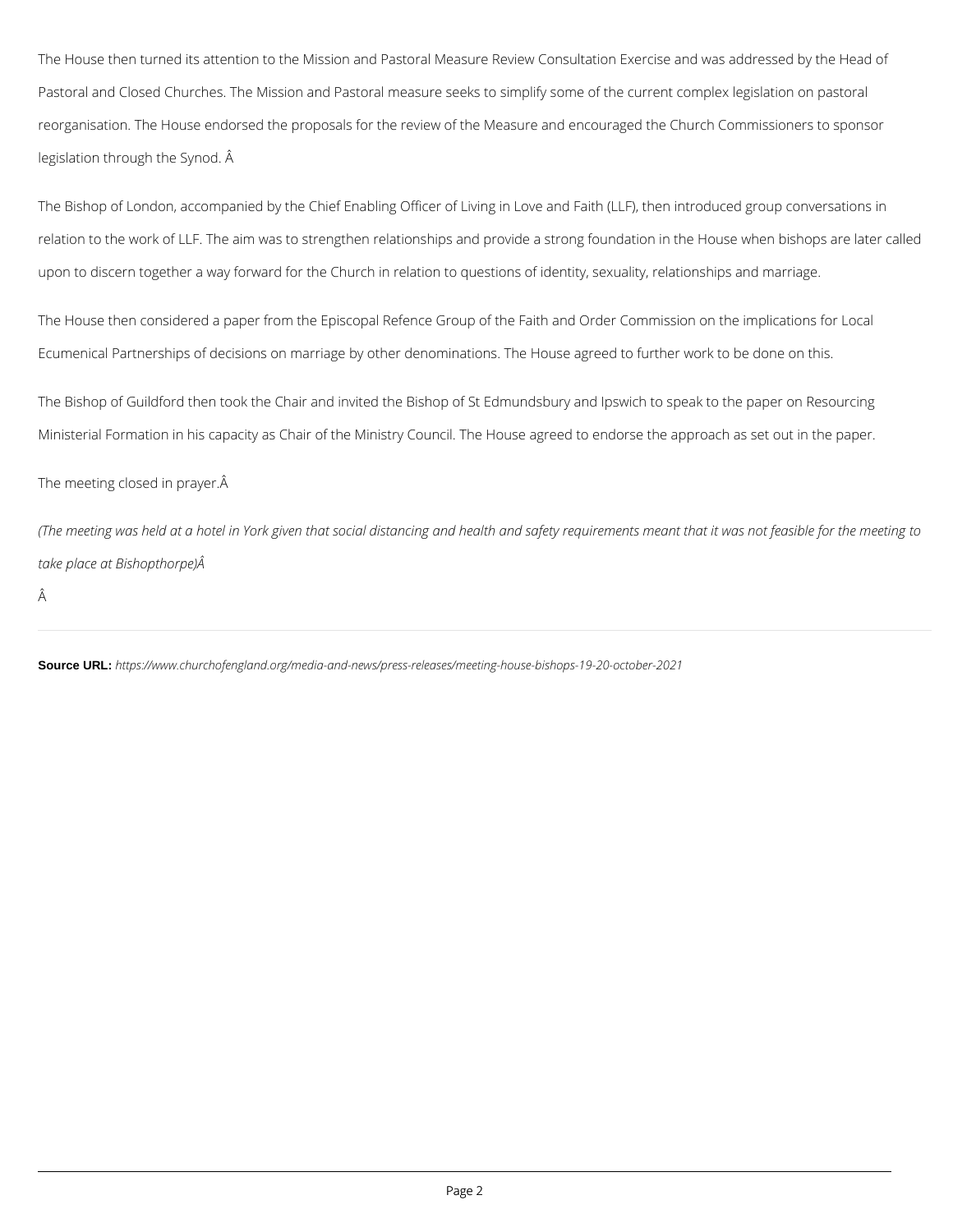The House then turned its attention to the Mission and Pastoral Measure Review Consultation Exercise and was addressed by the Head of Pastoral and Closed Churches. The Mission and Pastoral measure seeks to simplify some of the current complex legislation on pastoral reorganisation. The House endorsed the proposals for the review of the Measure and encouraged the Church Commissioners to sponsor legislation through the Synod. Â

The Bishop of London, accompanied by the Chief Enabling Officer of Living in Love and Faith (LLF), then introduced group conversations in relation to the work of LLF. The aim was to strengthen relationships and provide a strong foundation in the House when bishops are later called upon to discern together a way forward for the Church in relation to questions of identity, sexuality, relationships and marriage.

The House then considered a paper from the Episcopal Refence Group of the Faith and Order Commission on the implications for Local Ecumenical Partnerships of decisions on marriage by other denominations. The House agreed to further work to be done on this.

The Bishop of Guildford then took the Chair and invited the Bishop of St Edmundsbury and Ipswich to speak to the paper on Resourcing Ministerial Formation in his capacity as Chair of the Ministry Council. The House agreed to endorse the approach as set out in the paper.

The meeting closed in prayer.Â

*(The meeting was held at a hotel in York given that social distancing and health and safety requirements meant that it was not feasible for the meeting to take place at Bishopthorpe)Â*

Â

---

**Source URL:** *https://www.churchofengland.org/media-and-news/press-releases/meeting-house-bishops-19-20-october-2021*